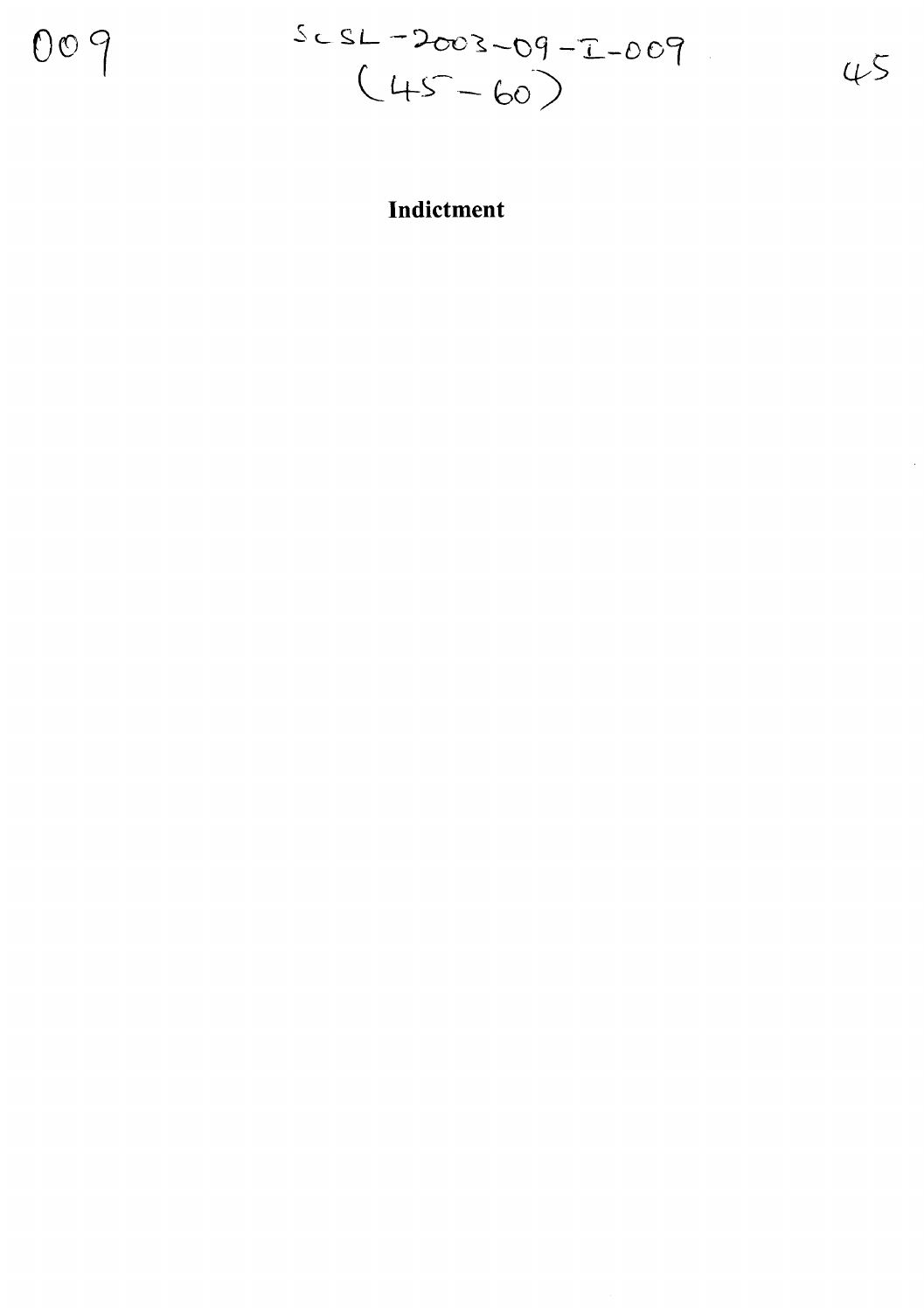009

SCSL-2003-09-I-009
(45-60)

# Indictment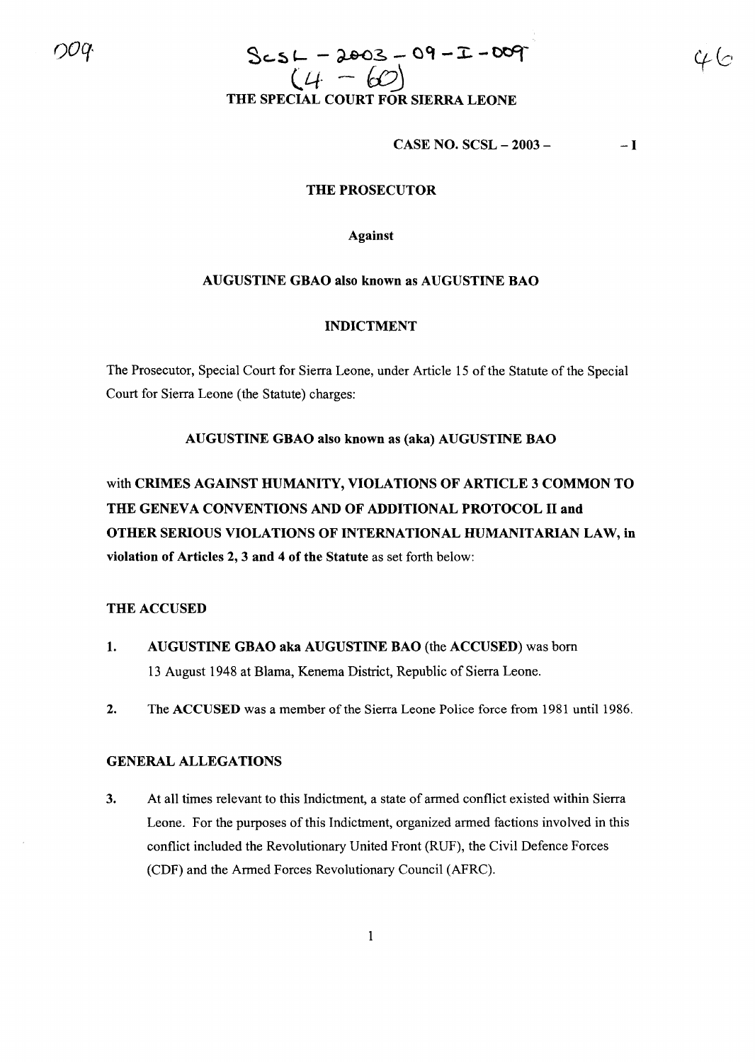009

SCSL – 2003 – 09 – I – 009
(4 – 60)

46

THE SPECIAL COURT FOR SIERRA LEONE

CASE NO. SCSL – 2003 – – I

THE PROSECUTOR

Against

AUGUSTINE GBAO also known as AUGUSTINE BAO

INDICTMENT

The Prosecutor, Special Court for Sierra Leone, under Article 15 of the Statute of the Special Court for Sierra Leone (the Statute) charges:

**AUGUSTINE GBAO also known as (aka) AUGUSTINE BAO**

with **CRIMES AGAINST HUMANITY, VIOLATIONS OF ARTICLE 3 COMMON TO THE GENEVA CONVENTIONS AND OF ADDITIONAL PROTOCOL II and OTHER SERIOUS VIOLATIONS OF INTERNATIONAL HUMANITARIAN LAW, in violation of Articles 2, 3 and 4 of the Statute** as set forth below:

**THE ACCUSED**

1. **AUGUSTINE GBAO aka AUGUSTINE BAO** (the **ACCUSED**) was born 13 August 1948 at Blama, Kenema District, Republic of Sierra Leone.

2. The **ACCUSED** was a member of the Sierra Leone Police force from 1981 until 1986.

**GENERAL ALLEGATIONS**

3. At all times relevant to this Indictment, a state of armed conflict existed within Sierra Leone. For the purposes of this Indictment, organized armed factions involved in this conflict included the Revolutionary United Front (RUF), the Civil Defence Forces (CDF) and the Armed Forces Revolutionary Council (AFRC).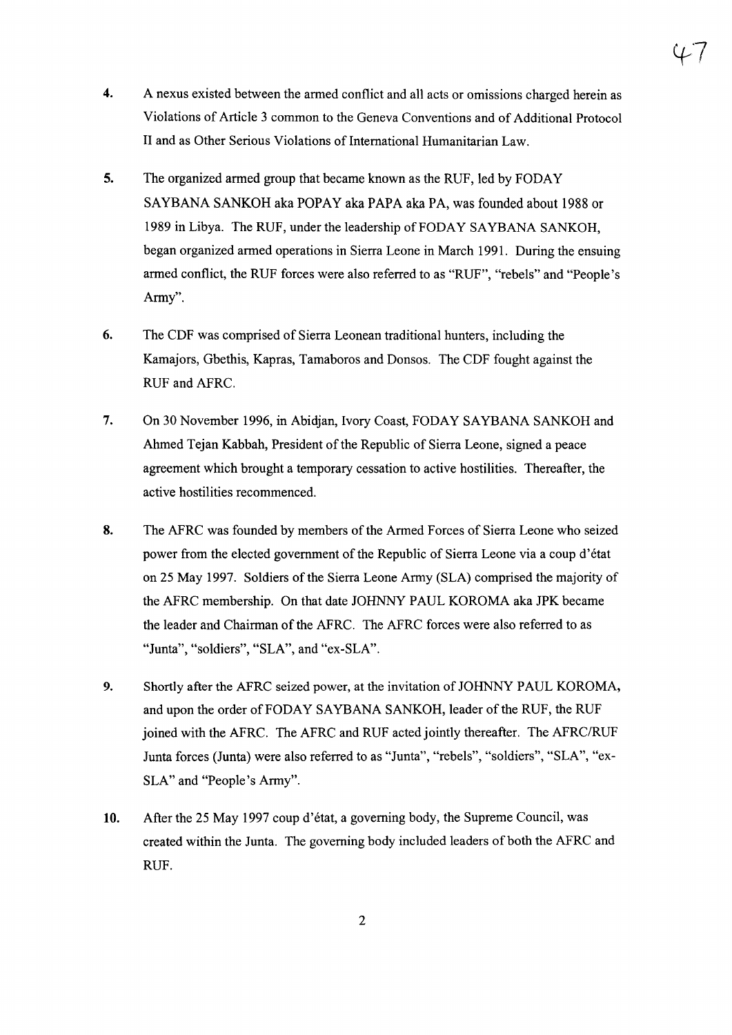**4.** A nexus existed between the armed conflict and all acts or omissions charged herein as Violations of Article 3 common to the Geneva Conventions and of Additional Protocol II and as Other Serious Violations of International Humanitarian Law.

**5.** The organized armed group that became known as the RUF, led by FODAY SAYBANA SANKOH aka POPAY aka PAPA aka PA, was founded about 1988 or 1989 in Libya. The RUF, under the leadership of FODAY SAYBANA SANKOH, began organized armed operations in Sierra Leone in March 1991. During the ensuing armed conflict, the RUF forces were also referred to as "RUF", "rebels" and "People's Army".

**6.** The CDF was comprised of Sierra Leonean traditional hunters, including the Kamajors, Gbethis, Kapras, Tamaboros and Donsos. The CDF fought against the RUF and AFRC.

**7.** On 30 November 1996, in Abidjan, Ivory Coast, FODAY SAYBANA SANKOH and Ahmed Tejan Kabbah, President of the Republic of Sierra Leone, signed a peace agreement which brought a temporary cessation to active hostilities. Thereafter, the active hostilities recommenced.

**8.** The AFRC was founded by members of the Armed Forces of Sierra Leone who seized power from the elected government of the Republic of Sierra Leone via a coup d'état on 25 May 1997. Soldiers of the Sierra Leone Army (SLA) comprised the majority of the AFRC membership. On that date JOHNNY PAUL KOROMA aka JPK became the leader and Chairman of the AFRC. The AFRC forces were also referred to as "Junta", "soldiers", "SLA", and "ex-SLA".

**9.** Shortly after the AFRC seized power, at the invitation of JOHNNY PAUL KOROMA, and upon the order of FODAY SAYBANA SANKOH, leader of the RUF, the RUF joined with the AFRC. The AFRC and RUF acted jointly thereafter. The AFRC/RUF Junta forces (Junta) were also referred to as "Junta", "rebels", "soldiers", "SLA", "ex-SLA" and "People's Army".

**10.** After the 25 May 1997 coup d'état, a governing body, the Supreme Council, was created within the Junta. The governing body included leaders of both the AFRC and RUF.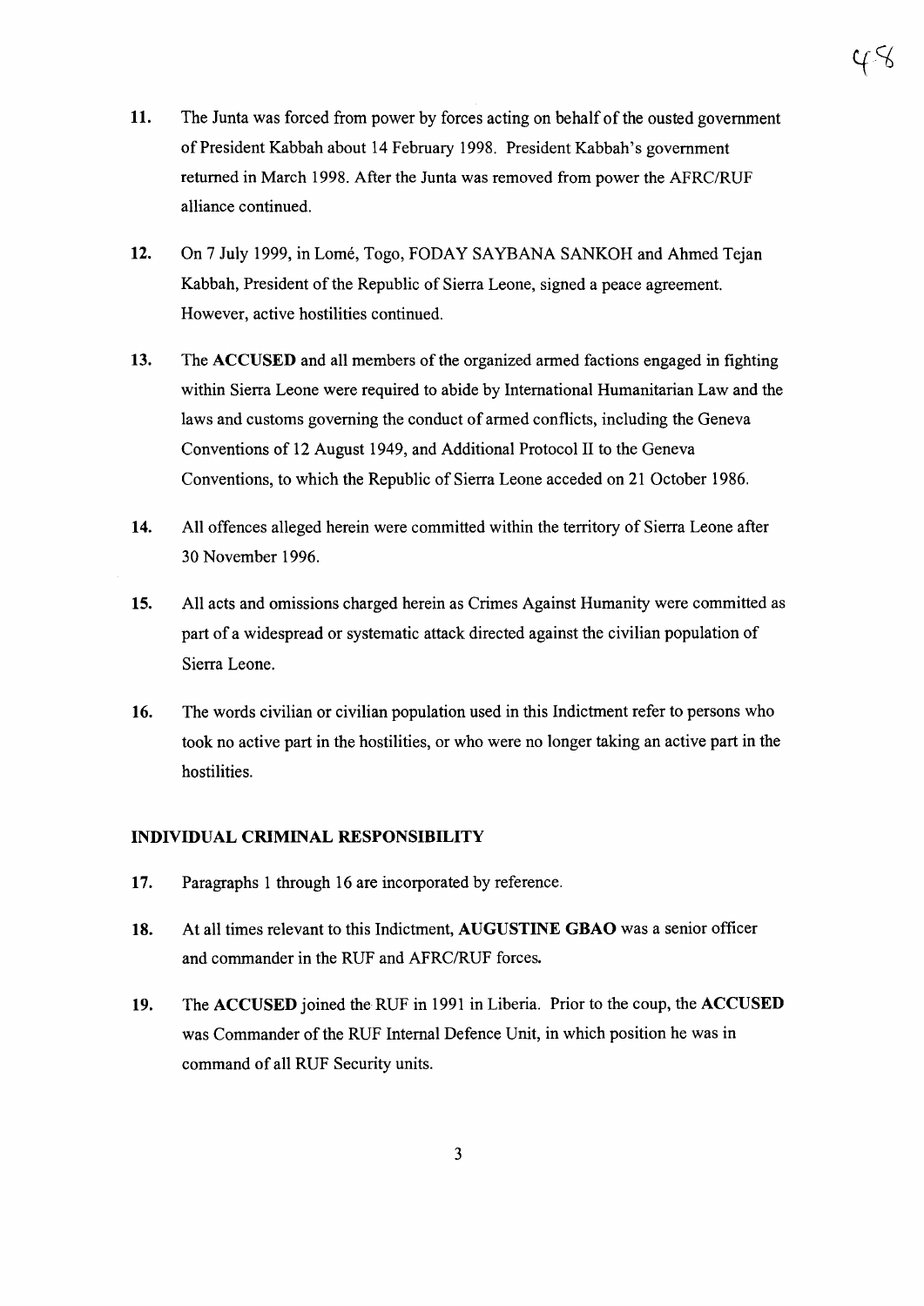11. The Junta was forced from power by forces acting on behalf of the ousted government of President Kabbah about 14 February 1998. President Kabbah's government returned in March 1998. After the Junta was removed from power the AFRC/RUF alliance continued.

12. On 7 July 1999, in Lomé, Togo, FODAY SAYBANA SANKOH and Ahmed Tejan Kabbah, President of the Republic of Sierra Leone, signed a peace agreement. However, active hostilities continued.

13. The **ACCUSED** and all members of the organized armed factions engaged in fighting within Sierra Leone were required to abide by International Humanitarian Law and the laws and customs governing the conduct of armed conflicts, including the Geneva Conventions of 12 August 1949, and Additional Protocol II to the Geneva Conventions, to which the Republic of Sierra Leone acceded on 21 October 1986.

14. All offences alleged herein were committed within the territory of Sierra Leone after 30 November 1996.

15. All acts and omissions charged herein as Crimes Against Humanity were committed as part of a widespread or systematic attack directed against the civilian population of Sierra Leone.

16. The words civilian or civilian population used in this Indictment refer to persons who took no active part in the hostilities, or who were no longer taking an active part in the hostilities.

## INDIVIDUAL CRIMINAL RESPONSIBILITY

17. Paragraphs 1 through 16 are incorporated by reference.

18. At all times relevant to this Indictment, **AUGUSTINE GBAO** was a senior officer and commander in the RUF and AFRC/RUF forces.

19. The **ACCUSED** joined the RUF in 1991 in Liberia. Prior to the coup, the **ACCUSED** was Commander of the RUF Internal Defence Unit, in which position he was in command of all RUF Security units.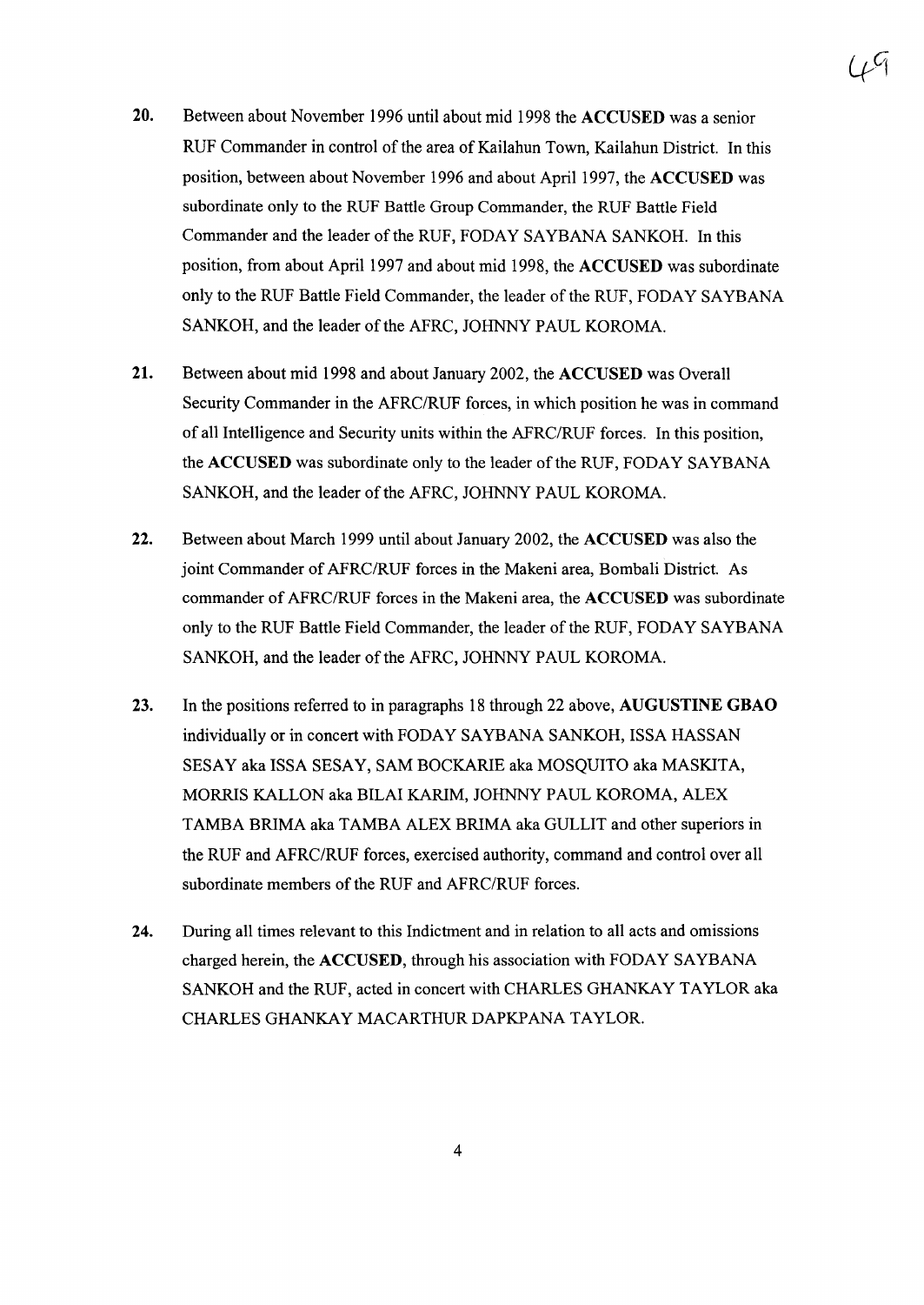20. Between about November 1996 until about mid 1998 the **ACCUSED** was a senior RUF Commander in control of the area of Kailahun Town, Kailahun District. In this position, between about November 1996 and about April 1997, the **ACCUSED** was subordinate only to the RUF Battle Group Commander, the RUF Battle Field Commander and the leader of the RUF, FODAY SAYBANA SANKOH. In this position, from about April 1997 and about mid 1998, the **ACCUSED** was subordinate only to the RUF Battle Field Commander, the leader of the RUF, FODAY SAYBANA SANKOH, and the leader of the AFRC, JOHNNY PAUL KOROMA.

21. Between about mid 1998 and about January 2002, the **ACCUSED** was Overall Security Commander in the AFRC/RUF forces, in which position he was in command of all Intelligence and Security units within the AFRC/RUF forces. In this position, the **ACCUSED** was subordinate only to the leader of the RUF, FODAY SAYBANA SANKOH, and the leader of the AFRC, JOHNNY PAUL KOROMA.

22. Between about March 1999 until about January 2002, the **ACCUSED** was also the joint Commander of AFRC/RUF forces in the Makeni area, Bombali District. As commander of AFRC/RUF forces in the Makeni area, the **ACCUSED** was subordinate only to the RUF Battle Field Commander, the leader of the RUF, FODAY SAYBANA SANKOH, and the leader of the AFRC, JOHNNY PAUL KOROMA.

23. In the positions referred to in paragraphs 18 through 22 above, **AUGUSTINE GBAO** individually or in concert with FODAY SAYBANA SANKOH, ISSA HASSAN SESAY aka ISSA SESAY, SAM BOCKARIE aka MOSQUITO aka MASKITA, MORRIS KALLON aka BILAI KARIM, JOHNNY PAUL KOROMA, ALEX TAMBA BRIMA aka TAMBA ALEX BRIMA aka GULLIT and other superiors in the RUF and AFRC/RUF forces, exercised authority, command and control over all subordinate members of the RUF and AFRC/RUF forces.

24. During all times relevant to this Indictment and in relation to all acts and omissions charged herein, the **ACCUSED**, through his association with FODAY SAYBANA SANKOH and the RUF, acted in concert with CHARLES GHANKAY TAYLOR aka CHARLES GHANKAY MACARTHUR DAPKPANA TAYLOR.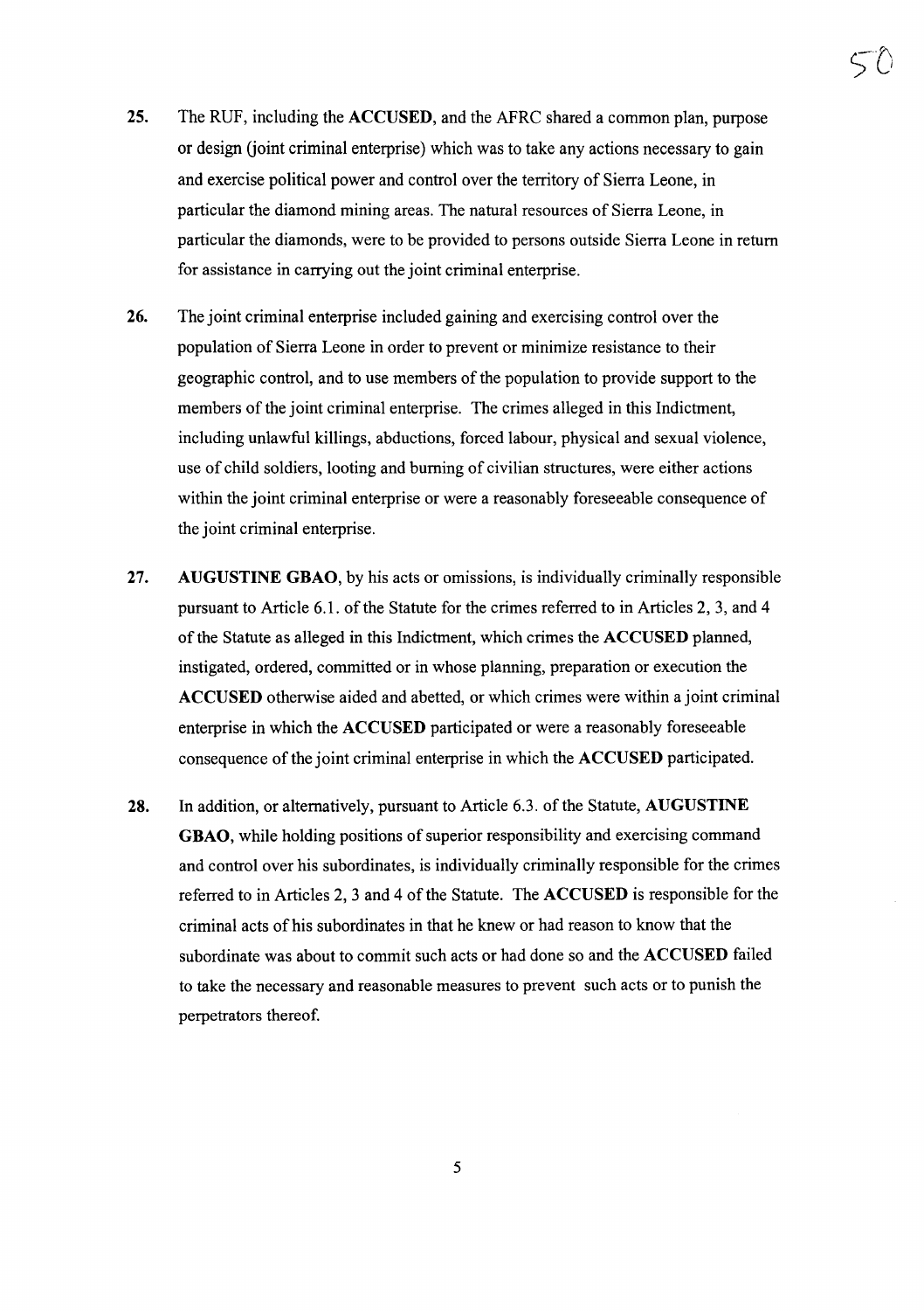**25.** The RUF, including the **ACCUSED**, and the AFRC shared a common plan, purpose or design (joint criminal enterprise) which was to take any actions necessary to gain and exercise political power and control over the territory of Sierra Leone, in particular the diamond mining areas. The natural resources of Sierra Leone, in particular the diamonds, were to be provided to persons outside Sierra Leone in return for assistance in carrying out the joint criminal enterprise.

**26.** The joint criminal enterprise included gaining and exercising control over the population of Sierra Leone in order to prevent or minimize resistance to their geographic control, and to use members of the population to provide support to the members of the joint criminal enterprise. The crimes alleged in this Indictment, including unlawful killings, abductions, forced labour, physical and sexual violence, use of child soldiers, looting and burning of civilian structures, were either actions within the joint criminal enterprise or were a reasonably foreseeable consequence of the joint criminal enterprise.

**27.** **AUGUSTINE GBAO**, by his acts or omissions, is individually criminally responsible pursuant to Article 6.1. of the Statute for the crimes referred to in Articles 2, 3, and 4 of the Statute as alleged in this Indictment, which crimes the **ACCUSED** planned, instigated, ordered, committed or in whose planning, preparation or execution the **ACCUSED** otherwise aided and abetted, or which crimes were within a joint criminal enterprise in which the **ACCUSED** participated or were a reasonably foreseeable consequence of the joint criminal enterprise in which the **ACCUSED** participated.

**28.** In addition, or alternatively, pursuant to Article 6.3. of the Statute, **AUGUSTINE GBAO**, while holding positions of superior responsibility and exercising command and control over his subordinates, is individually criminally responsible for the crimes referred to in Articles 2, 3 and 4 of the Statute. The **ACCUSED** is responsible for the criminal acts of his subordinates in that he knew or had reason to know that the subordinate was about to commit such acts or had done so and the **ACCUSED** failed to take the necessary and reasonable measures to prevent such acts or to punish the perpetrators thereof.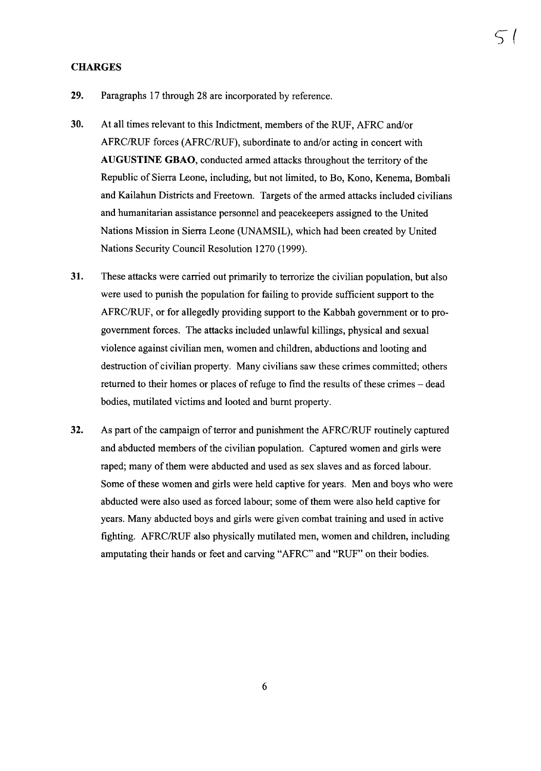## CHARGES

**29.** Paragraphs 17 through 28 are incorporated by reference.

**30.** At all times relevant to this Indictment, members of the RUF, AFRC and/or AFRC/RUF forces (AFRC/RUF), subordinate to and/or acting in concert with **AUGUSTINE GBAO**, conducted armed attacks throughout the territory of the Republic of Sierra Leone, including, but not limited, to Bo, Kono, Kenema, Bombali and Kailahun Districts and Freetown. Targets of the armed attacks included civilians and humanitarian assistance personnel and peacekeepers assigned to the United Nations Mission in Sierra Leone (UNAMSIL), which had been created by United Nations Security Council Resolution 1270 (1999).

**31.** These attacks were carried out primarily to terrorize the civilian population, but also were used to punish the population for failing to provide sufficient support to the AFRC/RUF, or for allegedly providing support to the Kabbah government or to pro-government forces. The attacks included unlawful killings, physical and sexual violence against civilian men, women and children, abductions and looting and destruction of civilian property. Many civilians saw these crimes committed; others returned to their homes or places of refuge to find the results of these crimes – dead bodies, mutilated victims and looted and burnt property.

**32.** As part of the campaign of terror and punishment the AFRC/RUF routinely captured and abducted members of the civilian population. Captured women and girls were raped; many of them were abducted and used as sex slaves and as forced labour. Some of these women and girls were held captive for years. Men and boys who were abducted were also used as forced labour; some of them were also held captive for years. Many abducted boys and girls were given combat training and used in active fighting. AFRC/RUF also physically mutilated men, women and children, including amputating their hands or feet and carving "AFRC" and "RUF" on their bodies.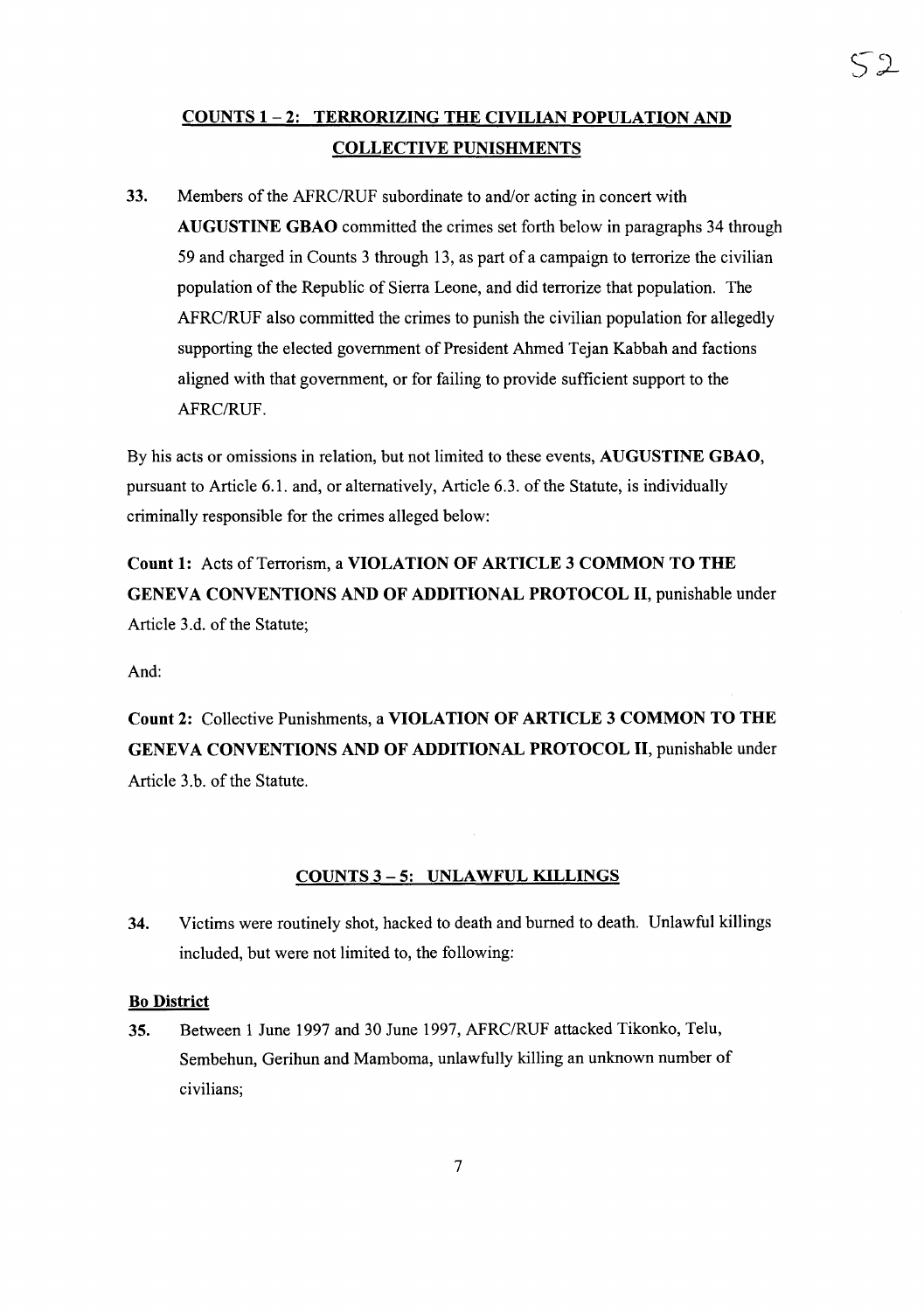## COUNTS 1 – 2: TERRORIZING THE CIVILIAN POPULATION AND COLLECTIVE PUNISHMENTS

**33.** Members of the AFRC/RUF subordinate to and/or acting in concert with **AUGUSTINE GBAO** committed the crimes set forth below in paragraphs 34 through 59 and charged in Counts 3 through 13, as part of a campaign to terrorize the civilian population of the Republic of Sierra Leone, and did terrorize that population. The AFRC/RUF also committed the crimes to punish the civilian population for allegedly supporting the elected government of President Ahmed Tejan Kabbah and factions aligned with that government, or for failing to provide sufficient support to the AFRC/RUF.

By his acts or omissions in relation, but not limited to these events, **AUGUSTINE GBAO**, pursuant to Article 6.1. and, or alternatively, Article 6.3. of the Statute, is individually criminally responsible for the crimes alleged below:

**Count 1:** Acts of Terrorism, a **VIOLATION OF ARTICLE 3 COMMON TO THE GENEVA CONVENTIONS AND OF ADDITIONAL PROTOCOL II**, punishable under Article 3.d. of the Statute;

And:

**Count 2:** Collective Punishments, a **VIOLATION OF ARTICLE 3 COMMON TO THE GENEVA CONVENTIONS AND OF ADDITIONAL PROTOCOL II**, punishable under Article 3.b. of the Statute.

## COUNTS 3 – 5: UNLAWFUL KILLINGS

**34.** Victims were routinely shot, hacked to death and burned to death. Unlawful killings included, but were not limited to, the following:

### Bo District

**35.** Between 1 June 1997 and 30 June 1997, AFRC/RUF attacked Tikonko, Telu, Sembehun, Gerihun and Mamboma, unlawfully killing an unknown number of civilians;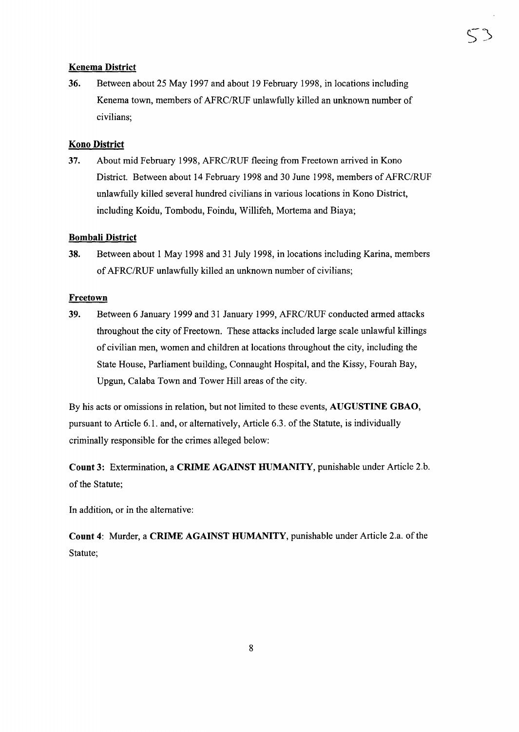**Kenema District**

**36.** Between about 25 May 1997 and about 19 February 1998, in locations including Kenema town, members of AFRC/RUF unlawfully killed an unknown number of civilians;

**Kono District**

**37.** About mid February 1998, AFRC/RUF fleeing from Freetown arrived in Kono District. Between about 14 February 1998 and 30 June 1998, members of AFRC/RUF unlawfully killed several hundred civilians in various locations in Kono District, including Koidu, Tombodu, Foindu, Willifeh, Mortema and Biaya;

**Bombali District**

**38.** Between about 1 May 1998 and 31 July 1998, in locations including Karina, members of AFRC/RUF unlawfully killed an unknown number of civilians;

**Freetown**

**39.** Between 6 January 1999 and 31 January 1999, AFRC/RUF conducted armed attacks throughout the city of Freetown. These attacks included large scale unlawful killings of civilian men, women and children at locations throughout the city, including the State House, Parliament building, Connaught Hospital, and the Kissy, Fourah Bay, Upgun, Calaba Town and Tower Hill areas of the city.

By his acts or omissions in relation, but not limited to these events, **AUGUSTINE GBAO**, pursuant to Article 6.1. and, or alternatively, Article 6.3. of the Statute, is individually criminally responsible for the crimes alleged below:

**Count 3:** Extermination, a **CRIME AGAINST HUMANITY**, punishable under Article 2.b. of the Statute;

In addition, or in the alternative:

**Count 4**: Murder, a **CRIME AGAINST HUMANITY**, punishable under Article 2.a. of the Statute;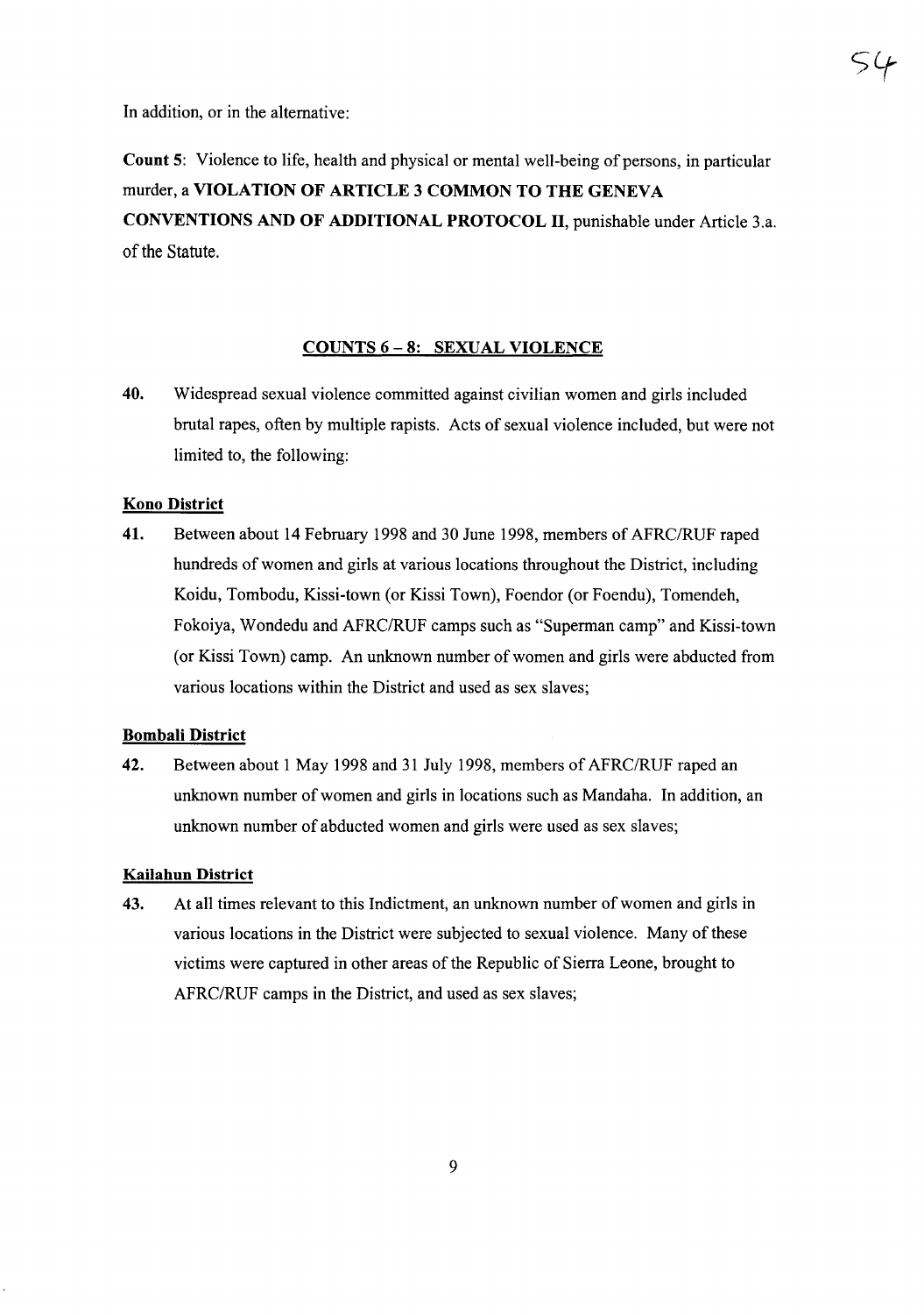In addition, or in the alternative:

**Count 5**: Violence to life, health and physical or mental well-being of persons, in particular murder, a **VIOLATION OF ARTICLE 3 COMMON TO THE GENEVA CONVENTIONS AND OF ADDITIONAL PROTOCOL II**, punishable under Article 3.a. of the Statute.

## COUNTS 6 – 8: SEXUAL VIOLENCE

40. Widespread sexual violence committed against civilian women and girls included brutal rapes, often by multiple rapists. Acts of sexual violence included, but were not limited to, the following:

### Kono District

41. Between about 14 February 1998 and 30 June 1998, members of AFRC/RUF raped hundreds of women and girls at various locations throughout the District, including Koidu, Tombodu, Kissi-town (or Kissi Town), Foendor (or Foendu), Tomendeh, Fokoiya, Wondedu and AFRC/RUF camps such as "Superman camp" and Kissi-town (or Kissi Town) camp. An unknown number of women and girls were abducted from various locations within the District and used as sex slaves;

### Bombali District

42. Between about 1 May 1998 and 31 July 1998, members of AFRC/RUF raped an unknown number of women and girls in locations such as Mandaha. In addition, an unknown number of abducted women and girls were used as sex slaves;

### Kailahun District

43. At all times relevant to this Indictment, an unknown number of women and girls in various locations in the District were subjected to sexual violence. Many of these victims were captured in other areas of the Republic of Sierra Leone, brought to AFRC/RUF camps in the District, and used as sex slaves;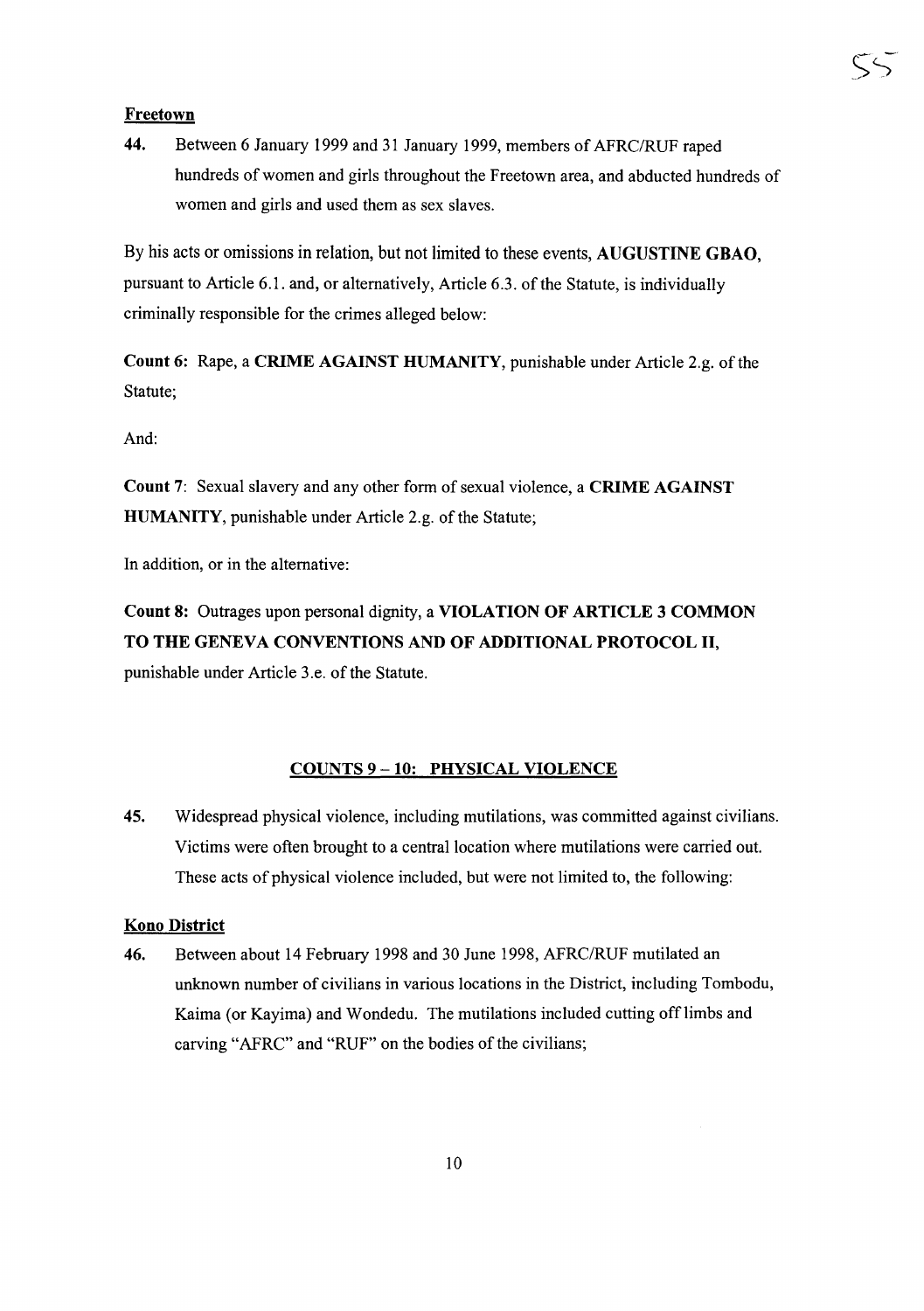**Freetown**

44. Between 6 January 1999 and 31 January 1999, members of AFRC/RUF raped hundreds of women and girls throughout the Freetown area, and abducted hundreds of women and girls and used them as sex slaves.

By his acts or omissions in relation, but not limited to these events, **AUGUSTINE GBAO**, pursuant to Article 6.1. and, or alternatively, Article 6.3. of the Statute, is individually criminally responsible for the crimes alleged below:

**Count 6:** Rape, a **CRIME AGAINST HUMANITY**, punishable under Article 2.g. of the Statute;

And:

**Count 7**: Sexual slavery and any other form of sexual violence, a **CRIME AGAINST HUMANITY**, punishable under Article 2.g. of the Statute;

In addition, or in the alternative:

**Count 8:** Outrages upon personal dignity, a **VIOLATION OF ARTICLE 3 COMMON TO THE GENEVA CONVENTIONS AND OF ADDITIONAL PROTOCOL II**, punishable under Article 3.e. of the Statute.

## COUNTS 9 – 10: PHYSICAL VIOLENCE

45. Widespread physical violence, including mutilations, was committed against civilians. Victims were often brought to a central location where mutilations were carried out. These acts of physical violence included, but were not limited to, the following:

**Kono District**

46. Between about 14 February 1998 and 30 June 1998, AFRC/RUF mutilated an unknown number of civilians in various locations in the District, including Tombodu, Kaima (or Kayima) and Wondedu. The mutilations included cutting off limbs and carving "AFRC" and "RUF" on the bodies of the civilians;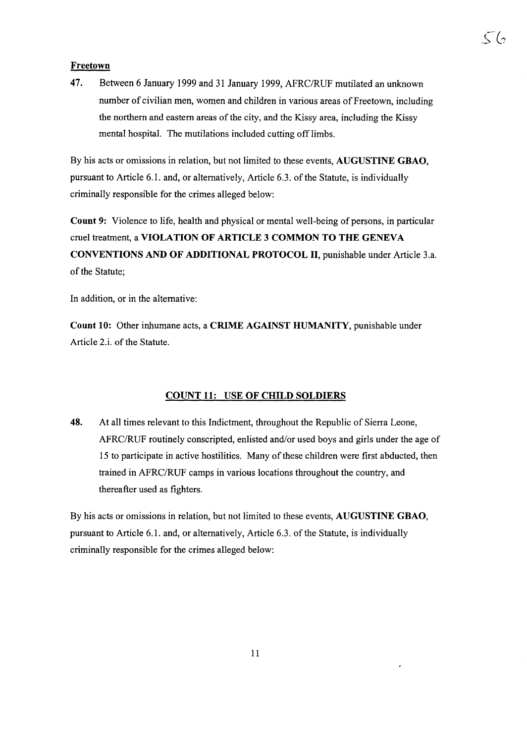**Freetown**

**47.** Between 6 January 1999 and 31 January 1999, AFRC/RUF mutilated an unknown number of civilian men, women and children in various areas of Freetown, including the northern and eastern areas of the city, and the Kissy area, including the Kissy mental hospital. The mutilations included cutting off limbs.

By his acts or omissions in relation, but not limited to these events, **AUGUSTINE GBAO**, pursuant to Article 6.1. and, or alternatively, Article 6.3. of the Statute, is individually criminally responsible for the crimes alleged below:

**Count 9:** Violence to life, health and physical or mental well-being of persons, in particular cruel treatment, a **VIOLATION OF ARTICLE 3 COMMON TO THE GENEVA CONVENTIONS AND OF ADDITIONAL PROTOCOL II**, punishable under Article 3.a. of the Statute;

In addition, or in the alternative:

**Count 10:** Other inhumane acts, a **CRIME AGAINST HUMANITY**, punishable under Article 2.i. of the Statute.

## COUNT 11: USE OF CHILD SOLDIERS

**48.** At all times relevant to this Indictment, throughout the Republic of Sierra Leone, AFRC/RUF routinely conscripted, enlisted and/or used boys and girls under the age of 15 to participate in active hostilities. Many of these children were first abducted, then trained in AFRC/RUF camps in various locations throughout the country, and thereafter used as fighters.

By his acts or omissions in relation, but not limited to these events, **AUGUSTINE GBAO**, pursuant to Article 6.1. and, or alternatively, Article 6.3. of the Statute, is individually criminally responsible for the crimes alleged below: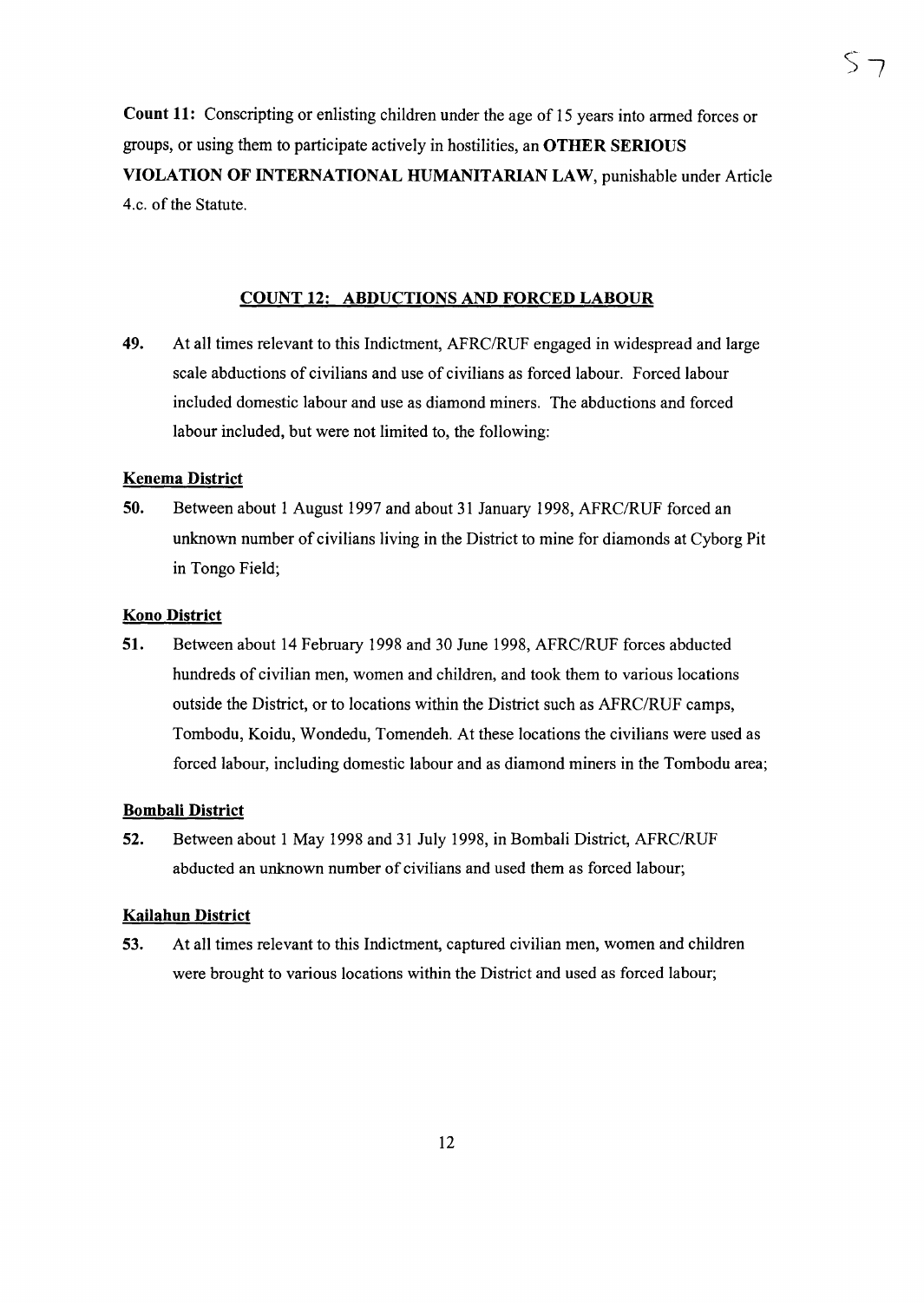**Count 11:** Conscripting or enlisting children under the age of 15 years into armed forces or groups, or using them to participate actively in hostilities, an **OTHER SERIOUS VIOLATION OF INTERNATIONAL HUMANITARIAN LAW**, punishable under Article 4.c. of the Statute.

## COUNT 12: ABDUCTIONS AND FORCED LABOUR

**49.** At all times relevant to this Indictment, AFRC/RUF engaged in widespread and large scale abductions of civilians and use of civilians as forced labour. Forced labour included domestic labour and use as diamond miners. The abductions and forced labour included, but were not limited to, the following:

### Kenema District

**50.** Between about 1 August 1997 and about 31 January 1998, AFRC/RUF forced an unknown number of civilians living in the District to mine for diamonds at Cyborg Pit in Tongo Field;

### Kono District

**51.** Between about 14 February 1998 and 30 June 1998, AFRC/RUF forces abducted hundreds of civilian men, women and children, and took them to various locations outside the District, or to locations within the District such as AFRC/RUF camps, Tombodu, Koidu, Wondedu, Tomendeh. At these locations the civilians were used as forced labour, including domestic labour and as diamond miners in the Tombodu area;

### Bombali District

**52.** Between about 1 May 1998 and 31 July 1998, in Bombali District, AFRC/RUF abducted an unknown number of civilians and used them as forced labour;

### Kailahun District

**53.** At all times relevant to this Indictment, captured civilian men, women and children were brought to various locations within the District and used as forced labour;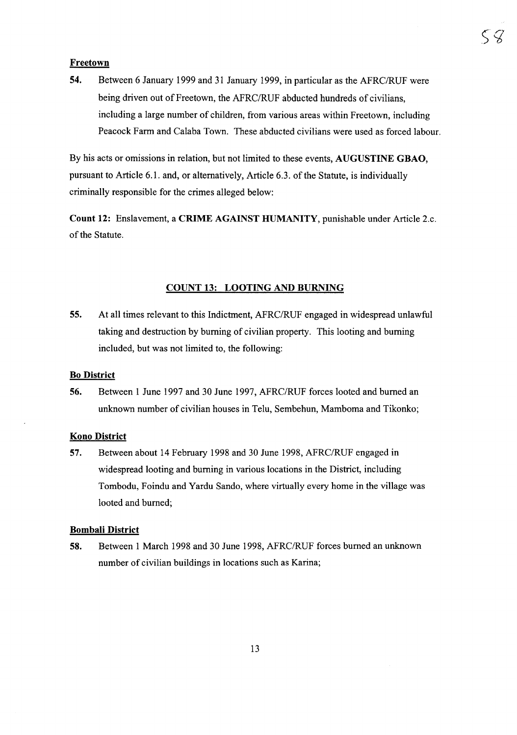**Freetown**

**54.** Between 6 January 1999 and 31 January 1999, in particular as the AFRC/RUF were being driven out of Freetown, the AFRC/RUF abducted hundreds of civilians, including a large number of children, from various areas within Freetown, including Peacock Farm and Calaba Town. These abducted civilians were used as forced labour.

By his acts or omissions in relation, but not limited to these events, **AUGUSTINE GBAO**, pursuant to Article 6.1. and, or alternatively, Article 6.3. of the Statute, is individually criminally responsible for the crimes alleged below:

**Count 12:** Enslavement, a **CRIME AGAINST HUMANITY**, punishable under Article 2.c. of the Statute.

## COUNT 13: LOOTING AND BURNING

**55.** At all times relevant to this Indictment, AFRC/RUF engaged in widespread unlawful taking and destruction by burning of civilian property. This looting and burning included, but was not limited to, the following:

**Bo District**

**56.** Between 1 June 1997 and 30 June 1997, AFRC/RUF forces looted and burned an unknown number of civilian houses in Telu, Sembehun, Mamboma and Tikonko;

**Kono District**

**57.** Between about 14 February 1998 and 30 June 1998, AFRC/RUF engaged in widespread looting and burning in various locations in the District, including Tombodu, Foindu and Yardu Sando, where virtually every home in the village was looted and burned;

**Bombali District**

**58.** Between 1 March 1998 and 30 June 1998, AFRC/RUF forces burned an unknown number of civilian buildings in locations such as Karina;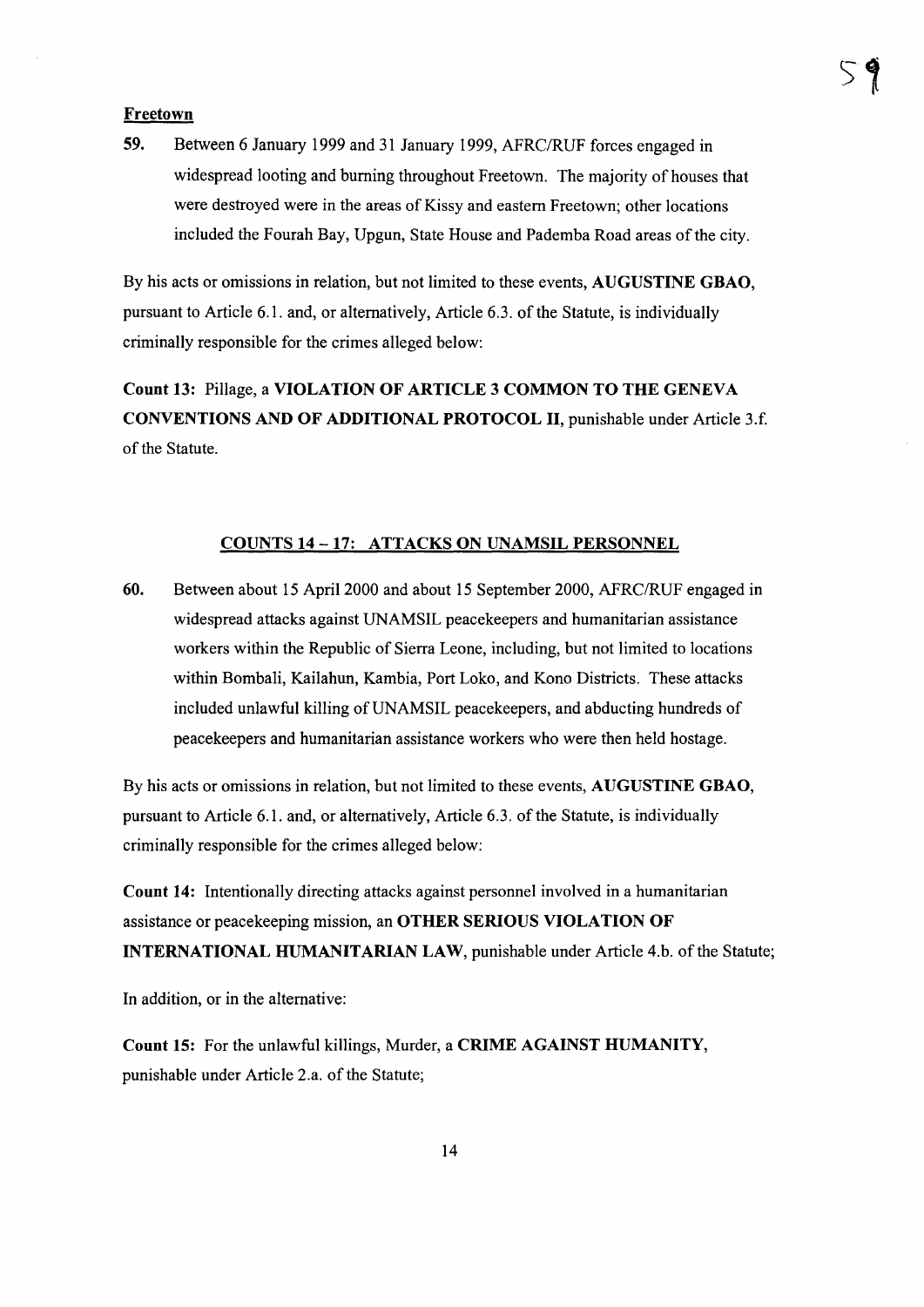**Freetown**

59. Between 6 January 1999 and 31 January 1999, AFRC/RUF forces engaged in widespread looting and burning throughout Freetown. The majority of houses that were destroyed were in the areas of Kissy and eastern Freetown; other locations included the Fourah Bay, Upgun, State House and Pademba Road areas of the city.

By his acts or omissions in relation, but not limited to these events, **AUGUSTINE GBAO**, pursuant to Article 6.1. and, or alternatively, Article 6.3. of the Statute, is individually criminally responsible for the crimes alleged below:

**Count 13:** Pillage, a **VIOLATION OF ARTICLE 3 COMMON TO THE GENEVA CONVENTIONS AND OF ADDITIONAL PROTOCOL II**, punishable under Article 3.f. of the Statute.

## COUNTS 14 – 17: ATTACKS ON UNAMSIL PERSONNEL

60. Between about 15 April 2000 and about 15 September 2000, AFRC/RUF engaged in widespread attacks against UNAMSIL peacekeepers and humanitarian assistance workers within the Republic of Sierra Leone, including, but not limited to locations within Bombali, Kailahun, Kambia, Port Loko, and Kono Districts. These attacks included unlawful killing of UNAMSIL peacekeepers, and abducting hundreds of peacekeepers and humanitarian assistance workers who were then held hostage.

By his acts or omissions in relation, but not limited to these events, **AUGUSTINE GBAO**, pursuant to Article 6.1. and, or alternatively, Article 6.3. of the Statute, is individually criminally responsible for the crimes alleged below:

**Count 14:** Intentionally directing attacks against personnel involved in a humanitarian assistance or peacekeeping mission, an **OTHER SERIOUS VIOLATION OF INTERNATIONAL HUMANITARIAN LAW**, punishable under Article 4.b. of the Statute;

In addition, or in the alternative:

**Count 15:** For the unlawful killings, Murder, a **CRIME AGAINST HUMANITY**, punishable under Article 2.a. of the Statute;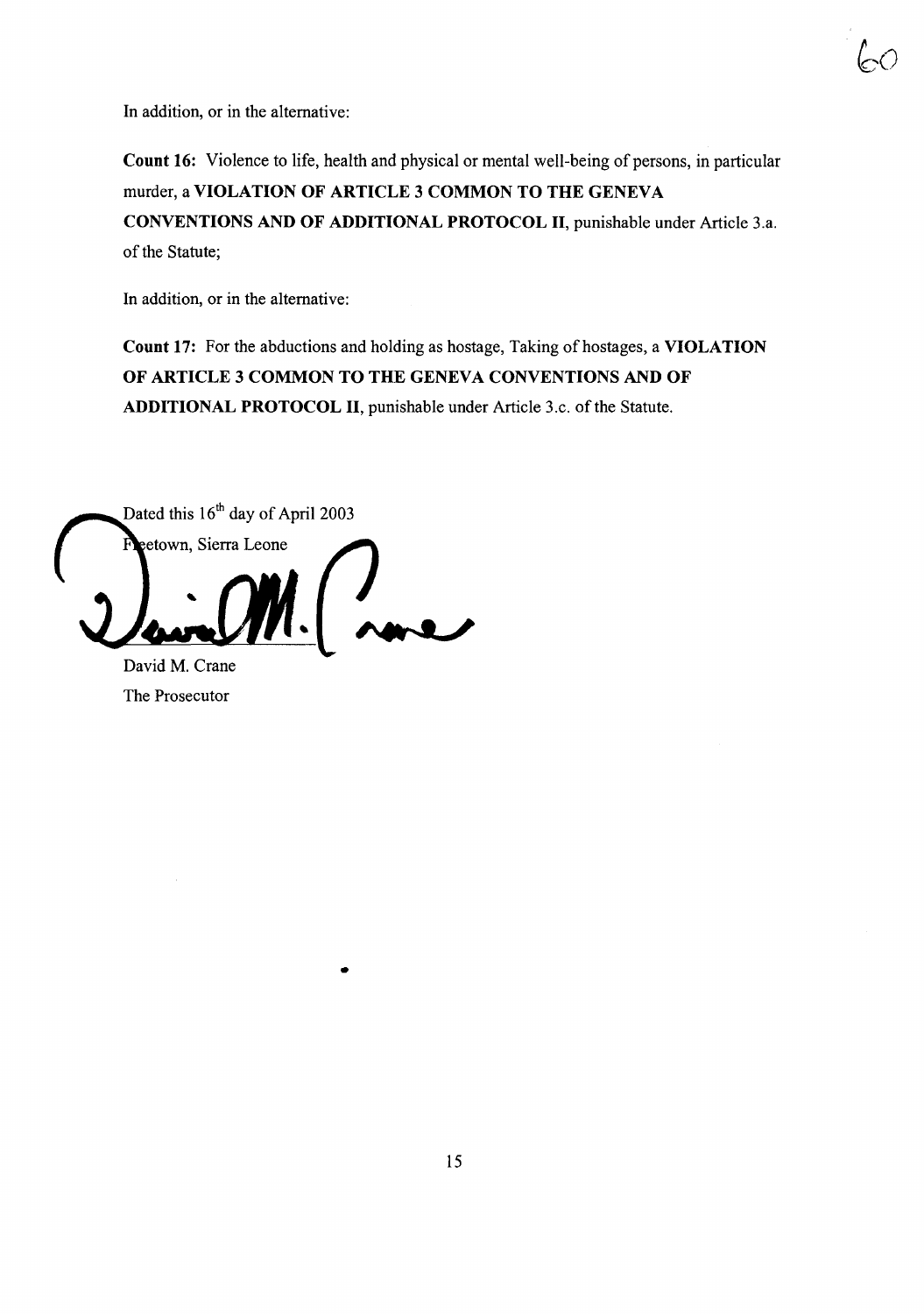In addition, or in the alternative:

**Count 16:** Violence to life, health and physical or mental well-being of persons, in particular murder, a **VIOLATION OF ARTICLE 3 COMMON TO THE GENEVA CONVENTIONS AND OF ADDITIONAL PROTOCOL II**, punishable under Article 3.a. of the Statute;

In addition, or in the alternative:

**Count 17:** For the abductions and holding as hostage, Taking of hostages, a **VIOLATION OF ARTICLE 3 COMMON TO THE GENEVA CONVENTIONS AND OF ADDITIONAL PROTOCOL II**, punishable under Article 3.c. of the Statute.

Dated this 16th day of April 2003

Freetown, Sierra Leone

David M. Crane

The Prosecutor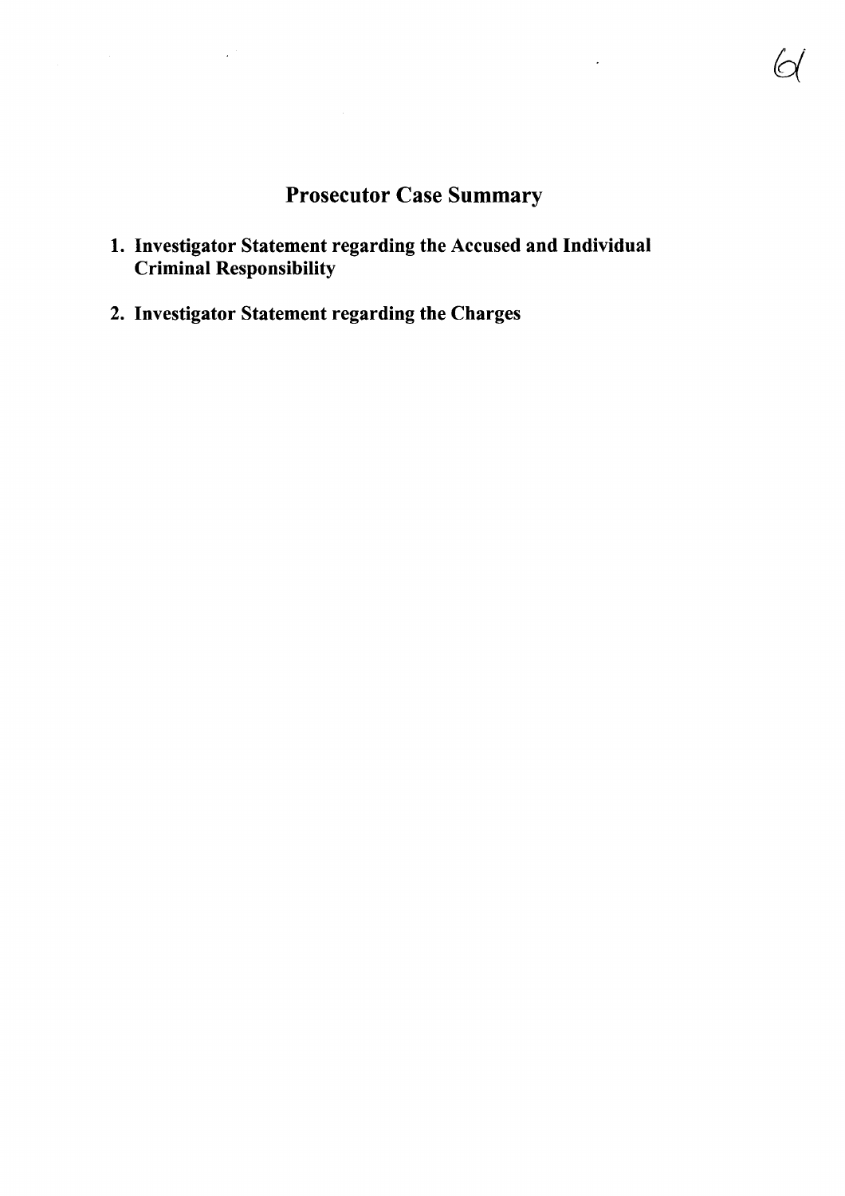# Prosecutor Case Summary

1. **Investigator Statement regarding the Accused and Individual Criminal Responsibility**
2. **Investigator Statement regarding the Charges**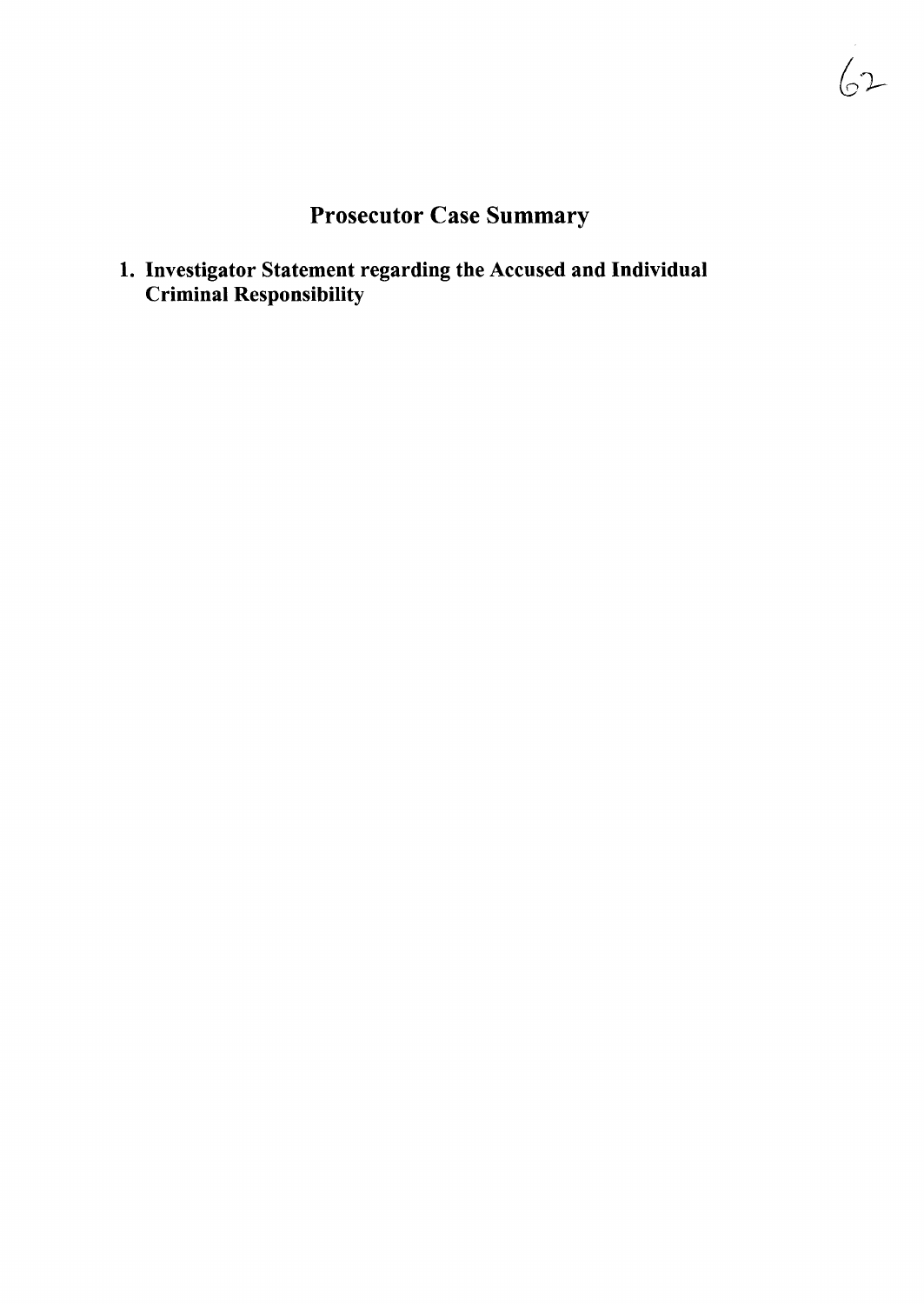## Prosecutor Case Summary

1. **Investigator Statement regarding the Accused and Individual Criminal Responsibility**